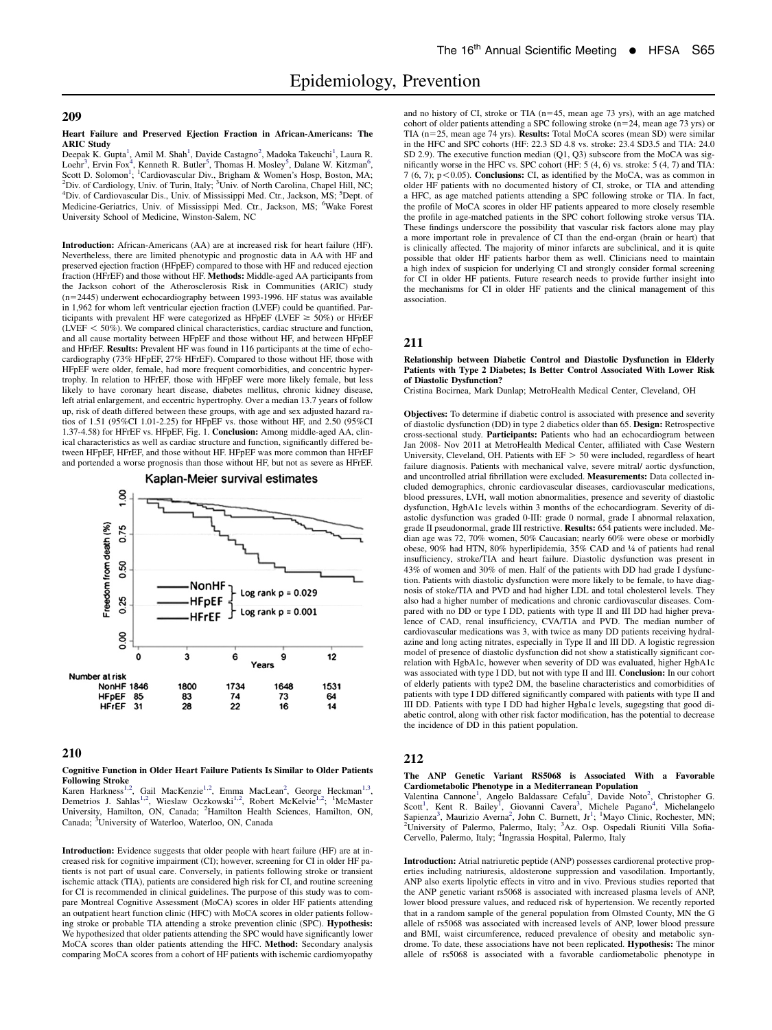# Epidemiology, Prevention

## 209

### Heart Failure and Preserved Ejection Fraction in African-Americans: The ARIC Study

Deepak K. Gupta[1], Amil M. Shah[1], Davide Castagno[2], Madoka Takeuchi[1], Laura R. Loehr[3], Ervin Fox[4], Kenneth R. Butler[5], Thomas H. Mosley[5], Dalane W. Kitzman[6], Scott D. Solomon[1]; [1]Cardiovascular Div., Brigham & Women's Hosp, Boston, MA; [2]Div. of Cardiology, Univ. of Turin, Italy; [3]Univ. of North Carolina, Chapel Hill, NC; [4]Div. of Cardiovascular Dis., Univ. of Mississippi Med. Ctr., Jackson, MS; [5]Dept. of Medicine-Geriatrics, Univ. of Mississippi Med. Ctr., Jackson, MS; [6]Wake Forest University School of Medicine, Winston-Salem, NC

**Introduction:** African-Americans (AA) are at increased risk for heart failure (HF). Nevertheless, there are limited phenotypic and prognostic data in AA with HF and preserved ejection fraction (HFpEF) compared to those with HF and reduced ejection fraction (HFrEF) and those without HF. **Methods:** Middle-aged AA participants from the Jackson cohort of the Atherosclerosis Risk in Communities (ARIC) study (n=2445) underwent echocardiography between 1993-1996. HF status was available in 1,962 for whom left ventricular ejection fraction (LVEF) could be quantified. Participants with prevalent HF were categorized as HFpEF (LVEF $\geq$ 50%) or HFrEF (LVEF < 50%). We compared clinical characteristics, cardiac structure and function, and all cause mortality between HFpEF and those without HF, and between HFpEF and HFrEF. **Results:** Prevalent HF was found in 116 participants at the time of echocardiography (73% HFpEF, 27% HFrEF). Compared to those without HF, those with HFpEF were older, female, had more frequent comorbidities, and concentric hypertrophy. In relation to HFrEF, those with HFpEF were more likely female, but less likely to have coronary heart disease, diabetes mellitus, chronic kidney disease, left atrial enlargement, and eccentric hypertrophy. Over a median 13.7 years of follow up, risk of death differed between these groups, with age and sex adjusted hazard ratios of 1.51 (95%CI 1.01-2.25) for HFpEF vs. those without HF, and 2.50 (95%CI 1.37-4.58) for HFrEF vs. HFpEF, Fig. 1. **Conclusion:** Among middle-aged AA, clinical characteristics as well as cardiac structure and function, significantly differed between HFpEF, HFrEF, and those without HF. HFpEF was more common than HFrEF and portended a worse prognosis than those without HF, but not as severe as HFrEF.

Kaplan-Meier survival estimates

Freedom from death (%)

1.00
0.75
0.50
0.25
0.00

NonHF
HFpEF
HFrEF

Log rank p = 0.029
Log rank p = 0.001

0 3 6 9 12
Years

Number at risk
NonHF 1846 1800 1734 1648 1531
HFpEF 85 83 74 73 64
HFrEF 31 28 22 16 14

## 210

### Cognitive Function in Older Heart Failure Patients Is Similar to Older Patients Following Stroke

Karen Harkness[1,2], Gail MacKenzie[1,2], Emma MacLean[2], George Heckman[1,3], Demetrios J. Sahlas[1,2], Wieslaw Oczkowski[1,2], Robert McKelvie[1,2]; [1]McMaster University, Hamilton, ON, Canada; [2]Hamilton Health Sciences, Hamilton, ON, Canada; [3]University of Waterloo, Waterloo, ON, Canada

**Introduction:** Evidence suggests that older people with heart failure (HF) are at increased risk for cognitive impairment (CI); however, screening for CI in older HF patients is not part of usual care. Conversely, in patients following stroke or transient ischemic attack (TIA), patients are considered high risk for CI, and routine screening for CI is recommended in clinical guidelines. The purpose of this study was to compare Montreal Cognitive Assessment (MoCA) scores in older HF patients attending an outpatient heart function clinic (HFC) with MoCA scores in older patients following stroke or probable TIA attending a stroke prevention clinic (SPC). **Hypothesis:** We hypothesized that older patients attending the SPC would have significantly lower MoCA scores than older patients attending the HFC. **Method:** Secondary analysis comparing MoCA scores from a cohort of HF patients with ischemic cardiomyopathy and no history of CI, stroke or TIA (n=45, mean age 73 yrs), with an age matched cohort of older patients attending a SPC following stroke (n=24, mean age 73 yrs) or TIA (n=25, mean age 74 yrs). **Results:** Total MoCA scores (mean SD) were similar in the HFC and SPC cohorts (HF: 22.3 SD 4.8 vs. stroke: 23.4 SD3.5 and TIA: 24.0 SD 2.9). The executive function median (Q1, Q3) subscore from the MoCA was significantly worse in the HFC vs. SPC cohort (HF: 5 (4, 6) vs. stroke: 5 (4, 7) and TIA: 7 (6, 7); $p<0.05$). **Conclusions:** CI, as identified by the MoCA, was as common in older HF patients with no documented history of CI, stroke, or TIA and attending a HFC, as age matched patients attending a SPC following stroke or TIA. In fact, the profile of MoCA scores in older HF patients appeared to more closely resemble the profile in age-matched patients in the SPC cohort following stroke versus TIA. These findings underscore the possibility that vascular risk factors alone may play a more important role in prevalence of CI than the end-organ (brain or heart) that is clinically affected. The majority of minor infarcts are subclinical, and it is quite possible that older HF patients harbor them as well. Clinicians need to maintain a high index of suspicion for underlying CI and strongly consider formal screening for CI in older HF patients. Future research needs to provide further insight into the mechanisms for CI in older HF patients and the clinical management of this association.

## 211

### Relationship between Diabetic Control and Diastolic Dysfunction in Elderly Patients with Type 2 Diabetes; Is Better Control Associated With Lower Risk of Diastolic Dysfunction?

Cristina Bocirnea, Mark Dunlap; MetroHealth Medical Center, Cleveland, OH

**Objectives:** To determine if diabetic control is associated with presence and severity of diastolic dysfunction (DD) in type 2 diabetics older than 65. **Design:** Retrospective cross-sectional study. **Participants:** Patients who had an echocardiogram between Jan 2008- Nov 2011 at MetroHealth Medical Center, affiliated with Case Western University, Cleveland, OH. Patients with EF > 50 were included, regardless of heart failure diagnosis. Patients with mechanical valve, severe mitral/ aortic dysfunction, and uncontrolled atrial fibrillation were excluded. **Measurements:** Data collected included demographics, chronic cardiovascular diseases, cardiovascular medications, blood pressures, LVH, wall motion abnormalities, presence and severity of diastolic dysfunction, HgbA1c levels within 3 months of the echocardiogram. Severity of diastolic dysfunction was graded 0-III: grade 0 normal, grade I abnormal relaxation, grade II pseudonormal, grade III restrictive. **Results:** 654 patients were included. Median age was 72, 70% women, 50% Caucasian; nearly 60% were obese or morbidly obese, 90% had HTN, 80% hyperlipidemia, 35% CAD and ¼ of patients had renal insufficiency, stroke/TIA and heart failure. Diastolic dysfunction was present in 43% of women and 30% of men. Half of the patients with DD had grade I dysfunction. Patients with diastolic dysfunction were more likely to be female, to have diagnosis of stoke/TIA and PVD and had higher LDL and total cholesterol levels. They also had a higher number of medications and chronic cardiovascular diseases. Compared with no DD or type I DD, patients with type II and III DD had higher prevalence of CAD, renal insufficiency, CVA/TIA and PVD. The median number of cardiovascular medications was 3, with twice as many DD patients receiving hydralazine and long acting nitrates, especially in Type II and III DD. A logistic regression model of presence of diastolic dysfunction did not show a statistically significant correlation with HgbA1c, however when severity of DD was evaluated, higher HgbA1c was associated with type I DD, but not with type II and III. **Conclusion:** In our cohort of elderly patients with type2 DM, the baseline characteristics and comorbidities of patients with type I DD differed significantly compared with patients with type II and III DD. Patients with type I DD had higher Hgba1c levels, sugegsting that good diabetic control, along with other risk factor modification, has the potential to decrease the incidence of DD in this patient population.

## 212

### The ANP Genetic Variant RS5068 is Associated With a Favorable Cardiometabolic Phenotype in a Mediterranean Population

Valentina Cannone[1], Angelo Baldassare Cefalu[2], Davide Noto[2], Christopher G. Scott[1], Kent R. Bailey[1], Giovanni Cavera[3], Michele Pagano[4], Michelangelo Sapienza[3], Maurizio Averna[2], John C. Burnett, Jr[1]; [1]Mayo Clinic, Rochester, MN; [2]University of Palermo, Palermo, Italy; [3]Az. Osp. Ospedali Riuniti Villa Sofia-Cervello, Palermo, Italy; [4]Ingrassia Hospital, Palermo, Italy

**Introduction:** Atrial natriuretic peptide (ANP) possesses cardiorenal protective properties including natriuresis, aldosterone suppression and vasodilation. Importantly, ANP also exerts lipolytic effects in vitro and in vivo. Previous studies reported that the ANP genetic variant rs5068 is associated with increased plasma levels of ANP, lower blood pressure values, and reduced risk of hypertension. We recently reported that in a random sample of the general population from Olmsted County, MN the G allele of rs5068 was associated with increased levels of ANP, lower blood pressure and BMI, waist circumference, reduced prevalence of obesity and metabolic syndrome. To date, these associations have not been replicated. **Hypothesis:** The minor allele of rs5068 is associated with a favorable cardiometabolic phenotype in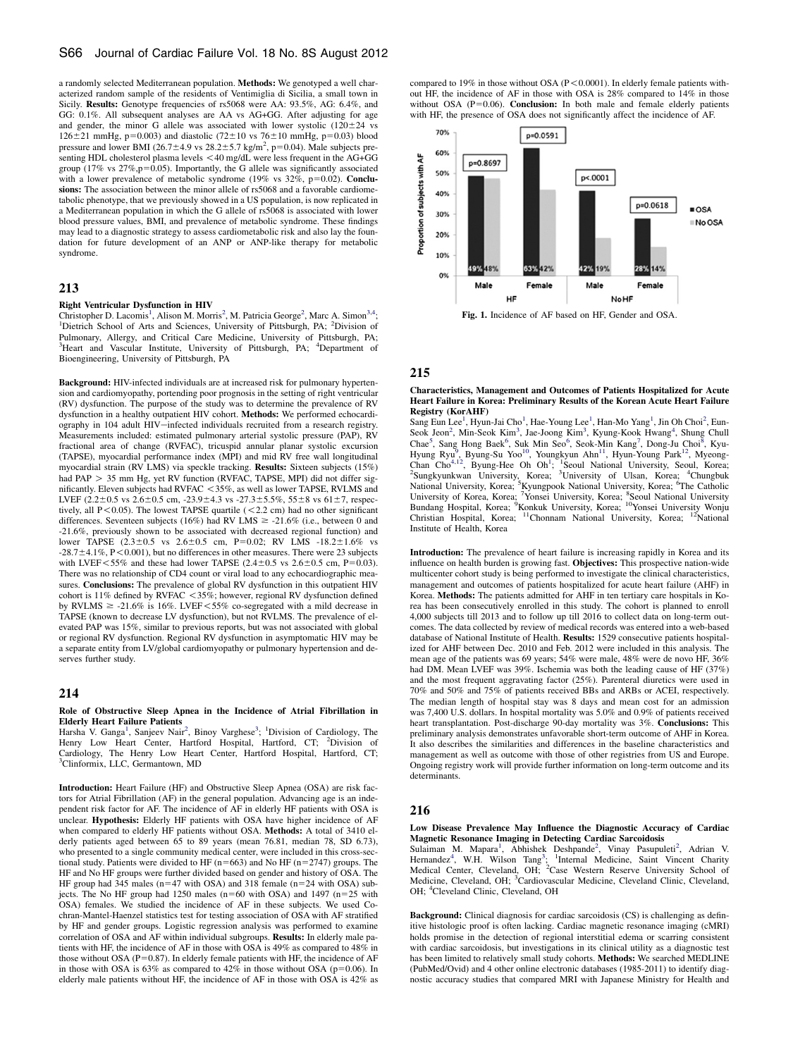a randomly selected Mediterranean population. **Methods:** We genotyped a well characterized random sample of the residents of Ventimiglia di Sicilia, a small town in Sicily. **Results:** Genotype frequencies of rs5068 were AA: 93.5%, AG: 6.4%, and GG: 0.1%. All subsequent analyses are AA vs AG+GG. After adjusting for age and gender, the minor G allele was associated with lower systolic (120±24 vs 126±21 mmHg, p=0.003) and diastolic (72±10 vs 76±10 mmHg, p=0.03) blood pressure and lower BMI (26.7±4.9 vs 28.2±5.7 kg/m$^2$, p=0.04). Male subjects presenting HDL cholesterol plasma levels <40 mg/dL were less frequent in the AG+GG group (17% vs 27%,p=0.05). Importantly, the G allele was significantly associated with a lower prevalence of metabolic syndrome (19% vs 32%, p=0.02). **Conclusions:** The association between the minor allele of rs5068 and a favorable cardiometabolic phenotype, that we previously showed in a US population, is now replicated in a Mediterranean population in which the G allele of rs5068 is associated with lower blood pressure values, BMI, and prevalence of metabolic syndrome. These findings may lead to a diagnostic strategy to assess cardiometabolic risk and also lay the foundation for future development of an ANP or ANP-like therapy for metabolic syndrome.

## 213

### Right Ventricular Dysfunction in HIV

Christopher D. Lacomis[1], Alison M. Morris[2], M. Patricia George[2], Marc A. Simon[3,4]; [1]Dietrich School of Arts and Sciences, University of Pittsburgh, PA; [2]Division of Pulmonary, Allergy, and Critical Care Medicine, University of Pittsburgh, PA; [3]Heart and Vascular Institute, University of Pittsburgh, PA; [4]Department of Bioengineering, University of Pittsburgh, PA

**Background:** HIV-infected individuals are at increased risk for pulmonary hypertension and cardiomyopathy, portending poor prognosis in the setting of right ventricular (RV) dysfunction. The purpose of the study was to determine the prevalence of RV dysfunction in a healthy outpatient HIV cohort. **Methods:** We performed echocardiography in 104 adult HIV−infected individuals recruited from a research registry. Measurements included: estimated pulmonary arterial systolic pressure (PAP), RV fractional area of change (RVFAC), tricuspid annular planar systolic excursion (TAPSE), myocardial performance index (MPI) and mid RV free wall longitudinal myocardial strain (RV LMS) via speckle tracking. **Results:** Sixteen subjects (15%) had PAP > 35 mm Hg, yet RV function (RVFAC, TAPSE, MPI) did not differ significantly. Eleven subjects had RVFAC <35%, as well as lower TAPSE, RVLMS and LVEF (2.2±0.5 vs 2.6±0.5 cm, -23.9±4.3 vs -27.3±5.5%, 55±8 vs 61±7, respectively, all P<0.05). The lowest TAPSE quartile (<2.2 cm) had no other significant differences. Seventeen subjects (16%) had RV LMS ≥ -21.6% (i.e., between 0 and -21.6%, previously shown to be associated with decreased regional function) and lower TAPSE (2.3±0.5 vs 2.6±0.5 cm, P=0.02; RV LMS -18.2±1.6% vs -28.7±4.1%, P<0.001), but no differences in other measures. There were 23 subjects with LVEF<55% and these had lower TAPSE (2.4±0.5 vs 2.6±0.5 cm, P=0.03). There was no relationship of CD4 count or viral load to any echocardiographic measures. **Conclusions:** The prevalence of global RV dysfunction in this outpatient HIV cohort is 11% defined by RVFAC <35%; however, regional RV dysfunction defined by RVLMS ≥ -21.6% is 16%. LVEF<55% co-segregated with a mild decrease in TAPSE (known to decrease LV dysfunction), but not RVLMS. The prevalence of elevated PAP was 15%, similar to previous reports, but was not associated with global or regional RV dysfunction. Regional RV dysfunction in asymptomatic HIV may be a separate entity from LV/global cardiomyopathy or pulmonary hypertension and deserves further study.

## 214

### Role of Obstructive Sleep Apnea in the Incidence of Atrial Fibrillation in Elderly Heart Failure Patients

Harsha V. Ganga[1], Sanjeev Nair[2], Binoy Varghese[3]; [1]Division of Cardiology, The Henry Low Heart Center, Hartford Hospital, Hartford, CT; [2]Division of Cardiology, The Henry Low Heart Center, Hartford Hospital, Hartford, CT; [3]Clinformix, LLC, Germantown, MD

**Introduction:** Heart Failure (HF) and Obstructive Sleep Apnea (OSA) are risk factors for Atrial Fibrillation (AF) in the general population. Advancing age is an independent risk factor for AF. The incidence of AF in elderly HF patients with OSA is unclear. **Hypothesis:** Elderly HF patients with OSA have higher incidence of AF when compared to elderly HF patients without OSA. **Methods:** A total of 3410 elderly patients aged between 65 to 89 years (mean 76.81, median 78, SD 6.73), who presented to a single community medical center, were included in this cross-sectional study. Patients were divided to HF (n=663) and No HF (n=2747) groups. The HF and No HF groups were further divided based on gender and history of OSA. The HF group had 345 males (n=47 with OSA) and 318 female (n=24 with OSA) subjects. The No HF group had 1250 males (n=60 with OSA) and 1497 (n=25 with OSA) females. We studied the incidence of AF in these subjects. We used Cochran-Mantel-Haenzel statistics test for testing association of OSA with AF stratified by HF and gender groups. Logistic regression analysis was performed to examine correlation of OSA and AF within individual subgroups. **Results:** In elderly male patients with HF, the incidence of AF in those with OSA is 49% as compared to 48% in those without OSA (P=0.87). In elderly female patients with HF, the incidence of AF in those with OSA is 63% as compared to 42% in those without OSA (p=0.06). In elderly male patients without HF, the incidence of AF in those with OSA is 42% as compared to 19% in those without OSA (P<0.0001). In elderly female patients without HF, the incidence of AF in those with OSA is 28% compared to 14% in those without OSA (P=0.06). **Conclusion:** In both male and female elderly patients with HF, the presence of OSA does not significantly affect the incidence of AF.

Proportion of subjects with AF

70%
60%
50%
40%
30%
20%
10%
0%

p=0.8697
p=0.0591
p<.0001
p=0.0618

49% 48%
63% 42%
42% 19%
28% 14%

Male
Female
Male
Female

HF
NoHF

OSA
No OSA

Fig. 1. Incidence of AF based on HF, Gender and OSA.

## 215

### Characteristics, Management and Outcomes of Patients Hospitalized for Acute Heart Failure in Korea: Preliminary Results of the Korean Acute Heart Failure Registry (KorAHF)

Sang Eun Lee[1], Hyun-Jai Cho[1], Hae-Young Lee[1], Han-Mo Yang[1], Jin Oh Choi[2], Eun-Seok Jeon[2], Min-Seok Kim[3], Jae-Joong Kim[3], Kyung-Kook Hwang[4], Shung Chull Chae[5], Sang Hong Baek[6], Suk Min Seo[6], Seok-Min Kang[7], Dong-Ju Choi[8], Kyu-Hyung Ryu[9], Byung-Su Yoo[10], Youngkyun Ahn[11], Hyun-Young Park[12], Myeong-Chan Cho[4,12], Byung-Hee Oh Oh[1]; [1]Seoul National University, Seoul, Korea; [2]Sungkyunkwan University, Korea; [3]University of Ulsan, Korea; [4]Chungbuk National University, Korea; [5]Kyungpook National University, Korea; [6]The Catholic University of Korea, Korea; [7]Yonsei University, Korea; [8]Seoul National University Bundang Hospital, Korea; [9]Konkuk University, Korea; [10]Yonsei University Wonju Christian Hospital, Korea; [11]Chonnam National University, Korea; [12]National Institute of Health, Korea

**Introduction:** The prevalence of heart failure is increasing rapidly in Korea and its influence on health burden is growing fast. **Objectives:** This prospective nation-wide multicenter cohort study is being performed to investigate the clinical characteristics, management and outcomes of patients hospitalized for acute heart failure (AHF) in Korea. **Methods:** The patients admitted for AHF in ten tertiary care hospitals in Korea has been consecutively enrolled in this study. The cohort is planned to enroll 4,000 subjects till 2013 and to follow up till 2016 to collect data on long-term outcomes. The data collected by review of medical records was entered into a web-based database of National Institute of Health. **Results:** 1529 consecutive patients hospitalized for AHF between Dec. 2010 and Feb. 2012 were included in this analysis. The mean age of the patients was 69 years; 54% were male, 48% were de novo HF, 36% had DM. Mean LVEF was 39%. Ischemia was both the leading cause of HF (37%) and the most frequent aggravating factor (25%). Parenteral diuretics were used in 70% and 50% and 75% of patients received BBs and ARBs or ACEI, respectively. The median length of hospital stay was 8 days and mean cost for an admission was 7,400 U.S. dollars. In hospital mortality was 5.0% and 0.9% of patients received heart transplantation. Post-discharge 90-day mortality was 3%. **Conclusions:** This preliminary analysis demonstrates unfavorable short-term outcome of AHF in Korea. It also describes the similarities and differences in the baseline characteristics and management as well as outcome with those of other registries from US and Europe. Ongoing registry work will provide further information on long-term outcome and its determinants.

## 216

### Low Disease Prevalence May Influence the Diagnostic Accuracy of Cardiac Magnetic Resonance Imaging in Detecting Cardiac Sarcoidosis

Sulaiman M. Mapara[1], Abhishek Deshpande[2], Vinay Pasupuleti[2], Adrian V. Hernandez[4], W.H. Wilson Tang[3]; [1]Internal Medicine, Saint Vincent Charity Medical Center, Cleveland, OH; [2]Case Western Reserve University School of Medicine, Cleveland, OH; [3]Cardiovascular Medicine, Cleveland Clinic, Cleveland, OH; [4]Cleveland Clinic, Cleveland, OH

**Background:** Clinical diagnosis for cardiac sarcoidosis (CS) is challenging as definitive histologic proof is often lacking. Cardiac magnetic resonance imaging (cMRI) holds promise in the detection of regional interstitial edema or scarring consistent with cardiac sarcoidosis, but investigations in its clinical utility as a diagnostic test has been limited to relatively small study cohorts. **Methods:** We searched MEDLINE (PubMed/Ovid) and 4 other online electronic databases (1985-2011) to identify diagnostic accuracy studies that compared MRI with Japanese Ministry for Health and